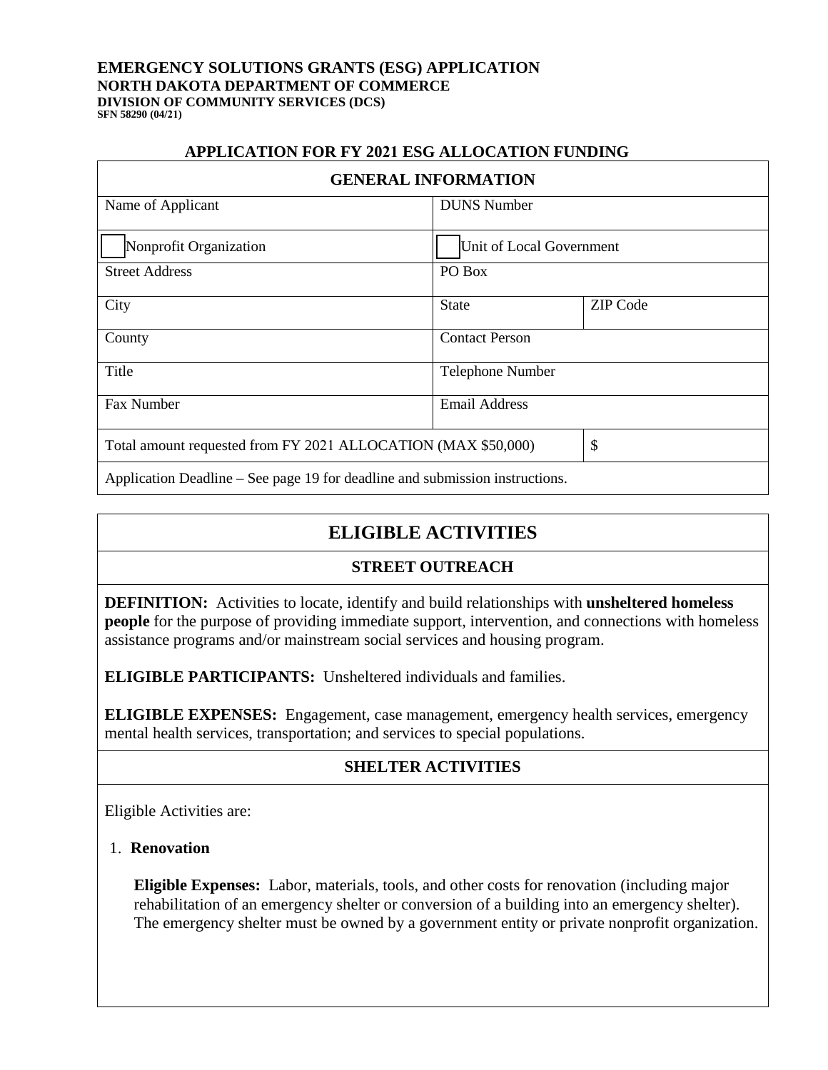**EMERGENCY SOLUTIONS GRANTS (ESG) APPLICATION**
**NORTH DAKOTA DEPARTMENT OF COMMERCE**
**DIVISION OF COMMUNITY SERVICES (DCS)**
**SFN 58290 (04/21)**

## APPLICATION FOR FY 2021 ESG ALLOCATION FUNDING

| GENERAL INFORMATION | | |
|---|---|---|
| Name of Applicant | DUNS Number | |
| ☐ Nonprofit Organization | ☐ Unit of Local Government | |
| Street Address | PO Box | |
| City | State | ZIP Code |
| County | Contact Person | |
| Title | Telephone Number | |
| Fax Number | Email Address | |
| Total amount requested from FY 2021 ALLOCATION (MAX $50,000) | | $ |
| Application Deadline – See page 19 for deadline and submission instructions. | | |

## ELIGIBLE ACTIVITIES

### STREET OUTREACH

**DEFINITION:** Activities to locate, identify and build relationships with **unsheltered homeless people** for the purpose of providing immediate support, intervention, and connections with homeless assistance programs and/or mainstream social services and housing program.

**ELIGIBLE PARTICIPANTS:** Unsheltered individuals and families.

**ELIGIBLE EXPENSES:** Engagement, case management, emergency health services, emergency mental health services, transportation; and services to special populations.

### SHELTER ACTIVITIES

Eligible Activities are:

1. **Renovation**

   **Eligible Expenses:** Labor, materials, tools, and other costs for renovation (including major rehabilitation of an emergency shelter or conversion of a building into an emergency shelter). The emergency shelter must be owned by a government entity or private nonprofit organization.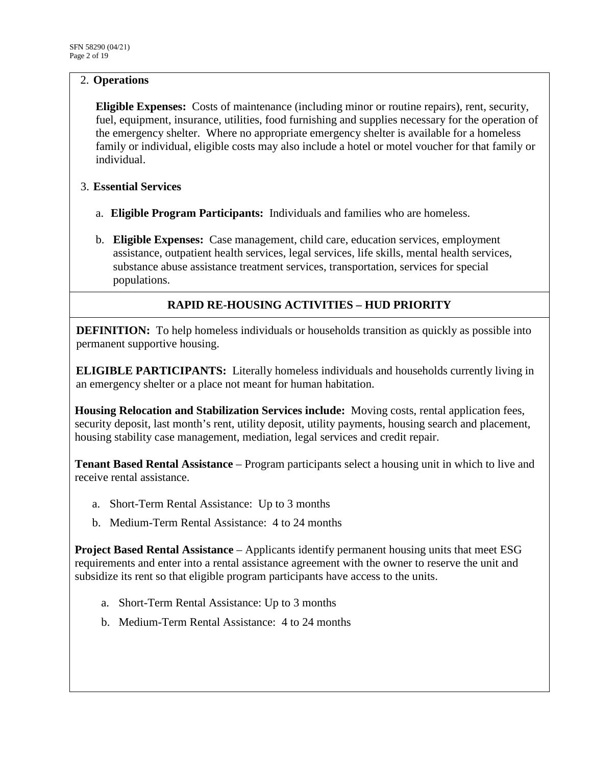2. **Operations**

   **Eligible Expenses:** Costs of maintenance (including minor or routine repairs), rent, security, fuel, equipment, insurance, utilities, food furnishing and supplies necessary for the operation of the emergency shelter. Where no appropriate emergency shelter is available for a homeless family or individual, eligible costs may also include a hotel or motel voucher for that family or individual.

3. **Essential Services**

   a. **Eligible Program Participants:** Individuals and families who are homeless.

   b. **Eligible Expenses:** Case management, child care, education services, employment assistance, outpatient health services, legal services, life skills, mental health services, substance abuse assistance treatment services, transportation, services for special populations.

## RAPID RE-HOUSING ACTIVITIES – HUD PRIORITY

**DEFINITION:** To help homeless individuals or households transition as quickly as possible into permanent supportive housing.

**ELIGIBLE PARTICIPANTS:** Literally homeless individuals and households currently living in an emergency shelter or a place not meant for human habitation.

**Housing Relocation and Stabilization Services include:** Moving costs, rental application fees, security deposit, last month's rent, utility deposit, utility payments, housing search and placement, housing stability case management, mediation, legal services and credit repair.

**Tenant Based Rental Assistance** – Program participants select a housing unit in which to live and receive rental assistance.

a. Short-Term Rental Assistance: Up to 3 months
b. Medium-Term Rental Assistance: 4 to 24 months

**Project Based Rental Assistance** – Applicants identify permanent housing units that meet ESG requirements and enter into a rental assistance agreement with the owner to reserve the unit and subsidize its rent so that eligible program participants have access to the units.

a. Short-Term Rental Assistance: Up to 3 months
b. Medium-Term Rental Assistance: 4 to 24 months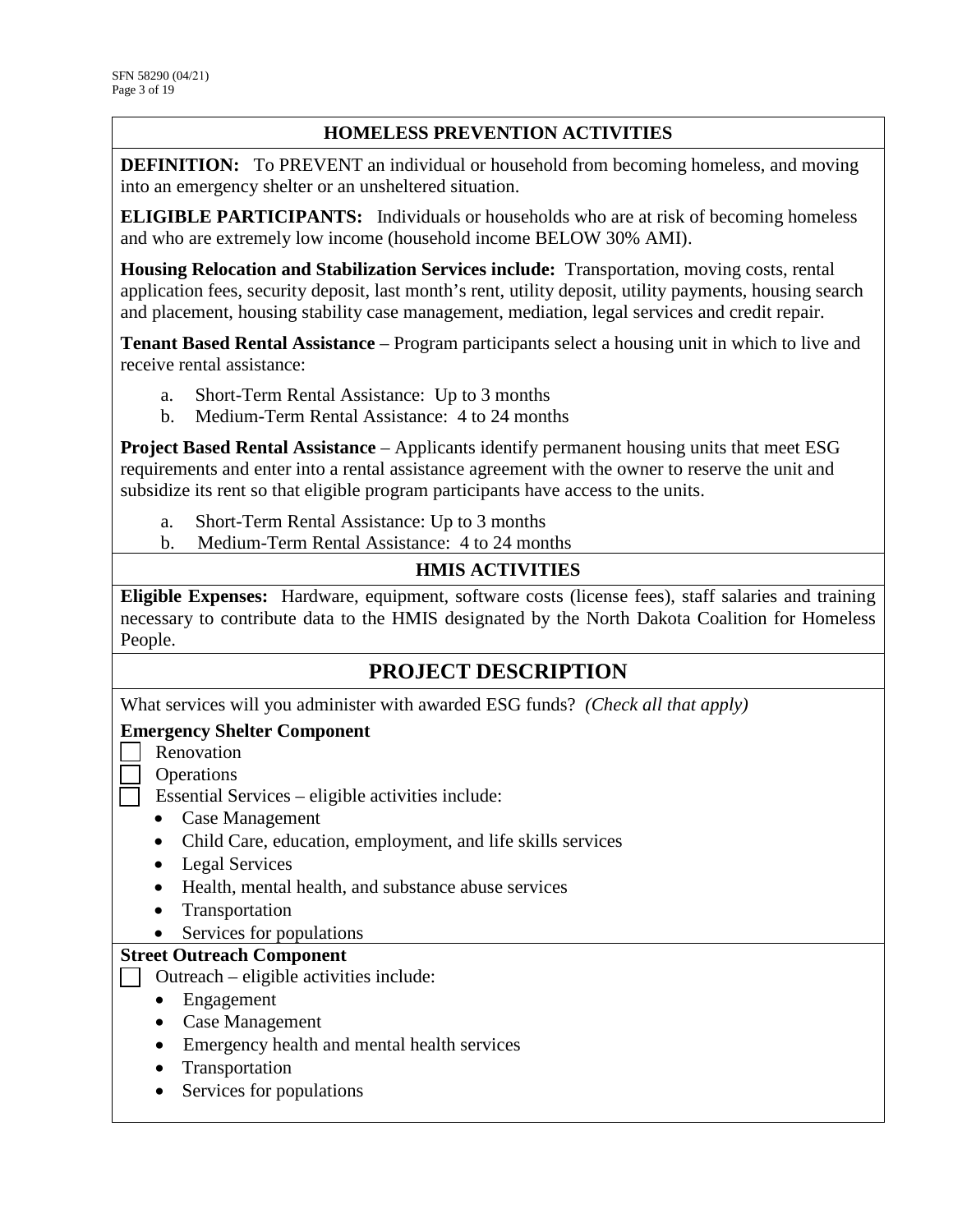## HOMELESS PREVENTION ACTIVITIES

**DEFINITION:** To PREVENT an individual or household from becoming homeless, and moving into an emergency shelter or an unsheltered situation.

**ELIGIBLE PARTICIPANTS:** Individuals or households who are at risk of becoming homeless and who are extremely low income (household income BELOW 30% AMI).

**Housing Relocation and Stabilization Services include:** Transportation, moving costs, rental application fees, security deposit, last month's rent, utility deposit, utility payments, housing search and placement, housing stability case management, mediation, legal services and credit repair.

**Tenant Based Rental Assistance** – Program participants select a housing unit in which to live and receive rental assistance:

a. Short-Term Rental Assistance: Up to 3 months
b. Medium-Term Rental Assistance: 4 to 24 months

**Project Based Rental Assistance** – Applicants identify permanent housing units that meet ESG requirements and enter into a rental assistance agreement with the owner to reserve the unit and subsidize its rent so that eligible program participants have access to the units.

a. Short-Term Rental Assistance: Up to 3 months
b. Medium-Term Rental Assistance: 4 to 24 months

## HMIS ACTIVITIES

**Eligible Expenses:** Hardware, equipment, software costs (license fees), staff salaries and training necessary to contribute data to the HMIS designated by the North Dakota Coalition for Homeless People.

## PROJECT DESCRIPTION

What services will you administer with awarded ESG funds? *(Check all that apply)*

**Emergency Shelter Component**

- ☐ Renovation
- ☐ Operations
- ☐ Essential Services – eligible activities include:
  - Case Management
  - Child Care, education, employment, and life skills services
  - Legal Services
  - Health, mental health, and substance abuse services
  - Transportation
  - Services for populations

**Street Outreach Component**

- ☐ Outreach – eligible activities include:
  - Engagement
  - Case Management
  - Emergency health and mental health services
  - Transportation
  - Services for populations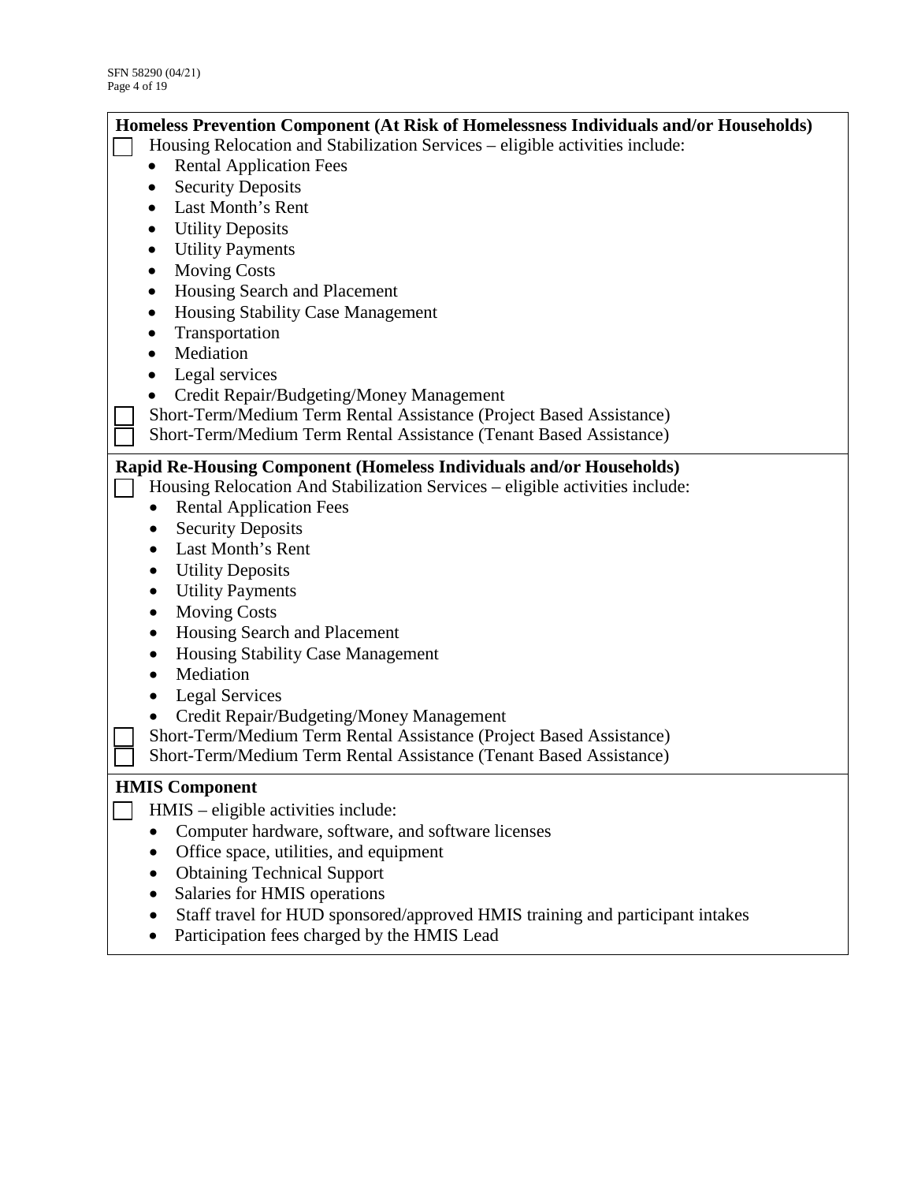**Homeless Prevention Component (At Risk of Homelessness Individuals and/or Households)**

☐ Housing Relocation and Stabilization Services – eligible activities include:

- Rental Application Fees
- Security Deposits
- Last Month's Rent
- Utility Deposits
- Utility Payments
- Moving Costs
- Housing Search and Placement
- Housing Stability Case Management
- Transportation
- Mediation
- Legal services
- Credit Repair/Budgeting/Money Management

☐ Short-Term/Medium Term Rental Assistance (Project Based Assistance)

☐ Short-Term/Medium Term Rental Assistance (Tenant Based Assistance)

**Rapid Re-Housing Component (Homeless Individuals and/or Households)**

☐ Housing Relocation And Stabilization Services – eligible activities include:

- Rental Application Fees
- Security Deposits
- Last Month's Rent
- Utility Deposits
- Utility Payments
- Moving Costs
- Housing Search and Placement
- Housing Stability Case Management
- Mediation
- Legal Services
- Credit Repair/Budgeting/Money Management

☐ Short-Term/Medium Term Rental Assistance (Project Based Assistance)

☐ Short-Term/Medium Term Rental Assistance (Tenant Based Assistance)

**HMIS Component**

☐ HMIS – eligible activities include:

- Computer hardware, software, and software licenses
- Office space, utilities, and equipment
- Obtaining Technical Support
- Salaries for HMIS operations
- Staff travel for HUD sponsored/approved HMIS training and participant intakes
- Participation fees charged by the HMIS Lead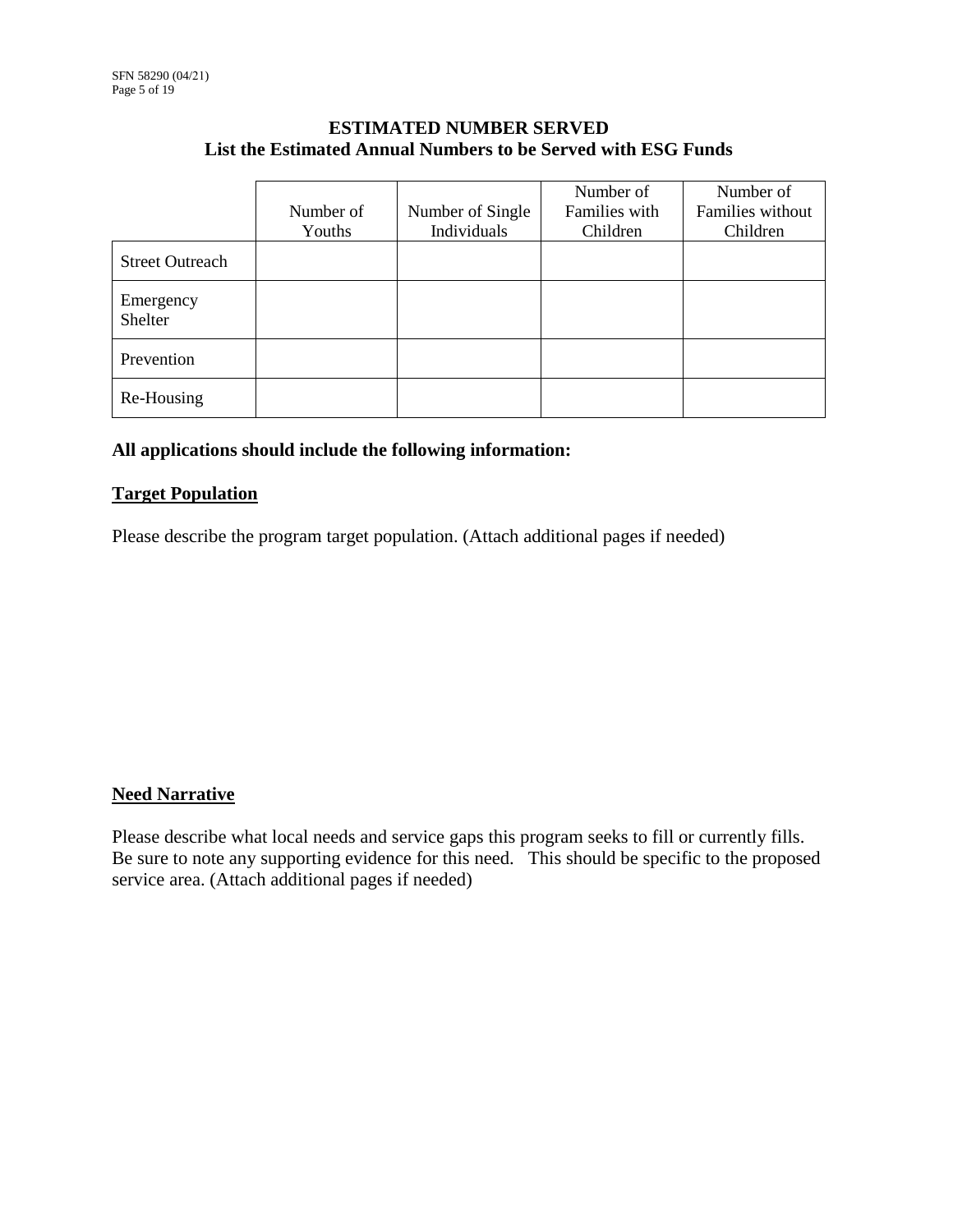## ESTIMATED NUMBER SERVED
### List the Estimated Annual Numbers to be Served with ESG Funds

| | Number of Youths | Number of Single Individuals | Number of Families with Children | Number of Families without Children |
|---|---|---|---|---|
| Street Outreach | | | | |
| Emergency Shelter | | | | |
| Prevention | | | | |
| Re-Housing | | | | |

**All applications should include the following information:**

**Target Population**

Please describe the program target population. (Attach additional pages if needed)

**Need Narrative**

Please describe what local needs and service gaps this program seeks to fill or currently fills. Be sure to note any supporting evidence for this need. This should be specific to the proposed service area. (Attach additional pages if needed)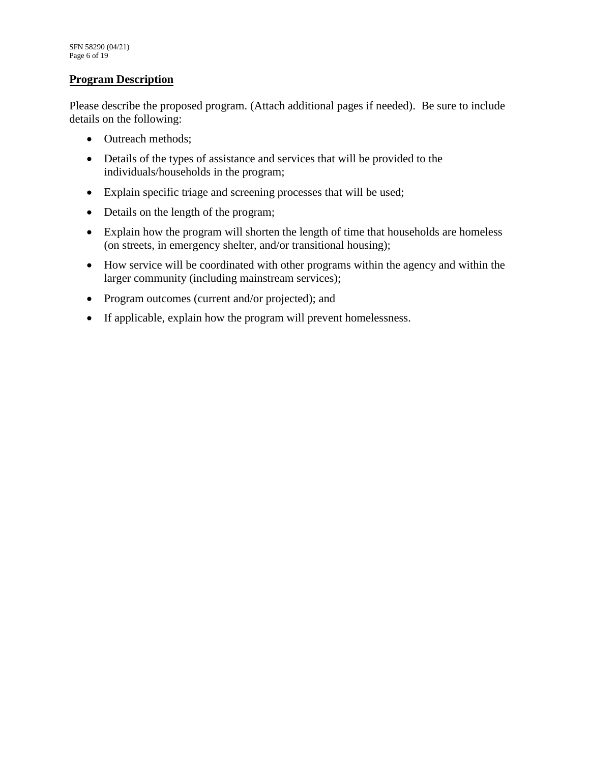## Program Description

Please describe the proposed program. (Attach additional pages if needed). Be sure to include details on the following:

- Outreach methods;
- Details of the types of assistance and services that will be provided to the individuals/households in the program;
- Explain specific triage and screening processes that will be used;
- Details on the length of the program;
- Explain how the program will shorten the length of time that households are homeless (on streets, in emergency shelter, and/or transitional housing);
- How service will be coordinated with other programs within the agency and within the larger community (including mainstream services);
- Program outcomes (current and/or projected); and
- If applicable, explain how the program will prevent homelessness.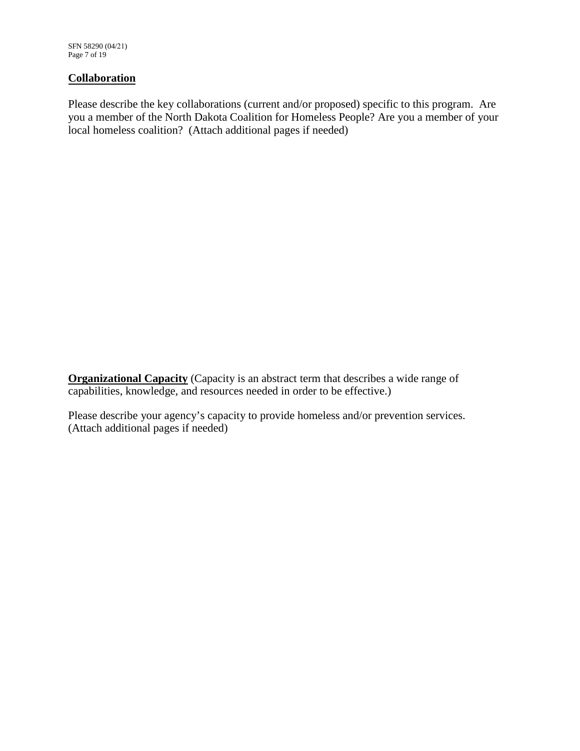## Collaboration

Please describe the key collaborations (current and/or proposed) specific to this program. Are you a member of the North Dakota Coalition for Homeless People? Are you a member of your local homeless coalition? (Attach additional pages if needed)

**Organizational Capacity** (Capacity is an abstract term that describes a wide range of capabilities, knowledge, and resources needed in order to be effective.)

Please describe your agency's capacity to provide homeless and/or prevention services. (Attach additional pages if needed)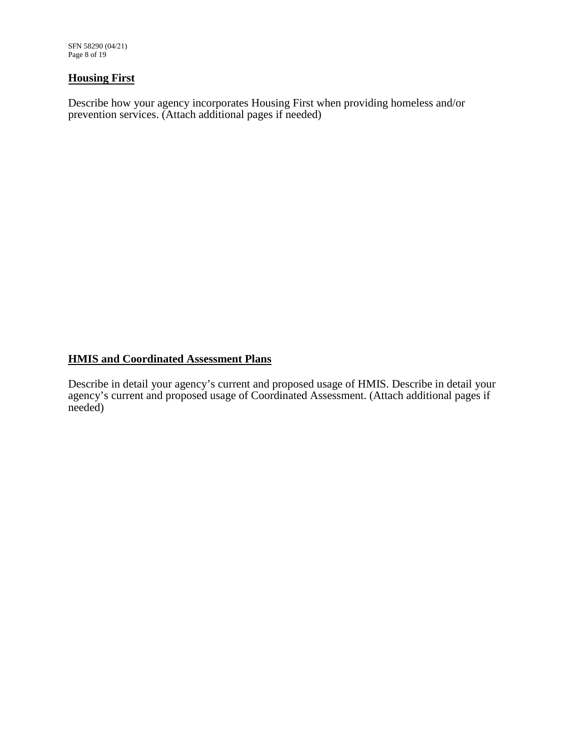## Housing First

Describe how your agency incorporates Housing First when providing homeless and/or prevention services. (Attach additional pages if needed)

## HMIS and Coordinated Assessment Plans

Describe in detail your agency's current and proposed usage of HMIS. Describe in detail your agency's current and proposed usage of Coordinated Assessment. (Attach additional pages if needed)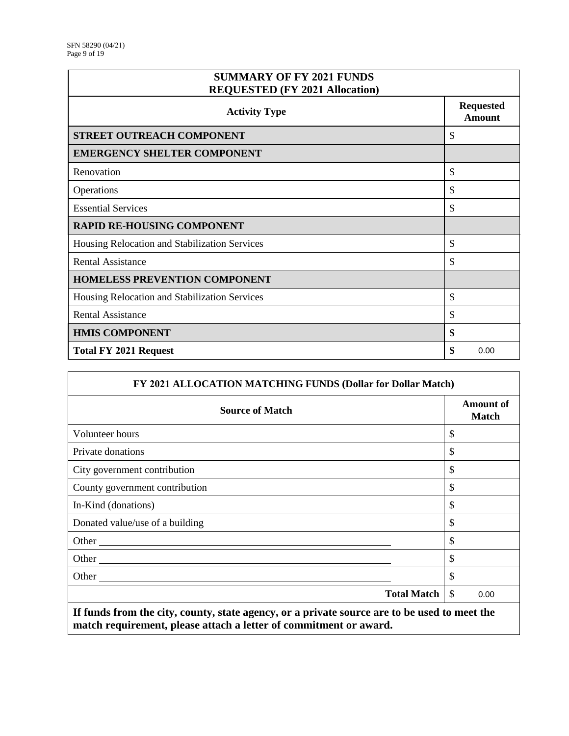| SUMMARY OF FY 2021 FUNDS REQUESTED (FY 2021 Allocation) | |
|---|---|
| **Activity Type** | **Requested Amount** |
| **STREET OUTREACH COMPONENT** | $ |
| **EMERGENCY SHELTER COMPONENT** | |
| Renovation | $ |
| Operations | $ |
| Essential Services | $ |
| **RAPID RE-HOUSING COMPONENT** | |
| Housing Relocation and Stabilization Services | $ |
| Rental Assistance | $ |
| **HOMELESS PREVENTION COMPONENT** | |
| Housing Relocation and Stabilization Services | $ |
| Rental Assistance | $ |
| **HMIS COMPONENT** | **$** |
| **Total FY 2021 Request** | **$** 0.00 |

| FY 2021 ALLOCATION MATCHING FUNDS (Dollar for Dollar Match) | |
|---|---|
| **Source of Match** | **Amount of Match** |
| Volunteer hours | $ |
| Private donations | $ |
| City government contribution | $ |
| County government contribution | $ |
| In-Kind (donations) | $ |
| Donated value/use of a building | $ |
| Other ______________________ | $ |
| Other ______________________ | $ |
| Other ______________________ | $ |
| **Total Match** | $ 0.00 |

**If funds from the city, county, state agency, or a private source are to be used to meet the match requirement, please attach a letter of commitment or award.**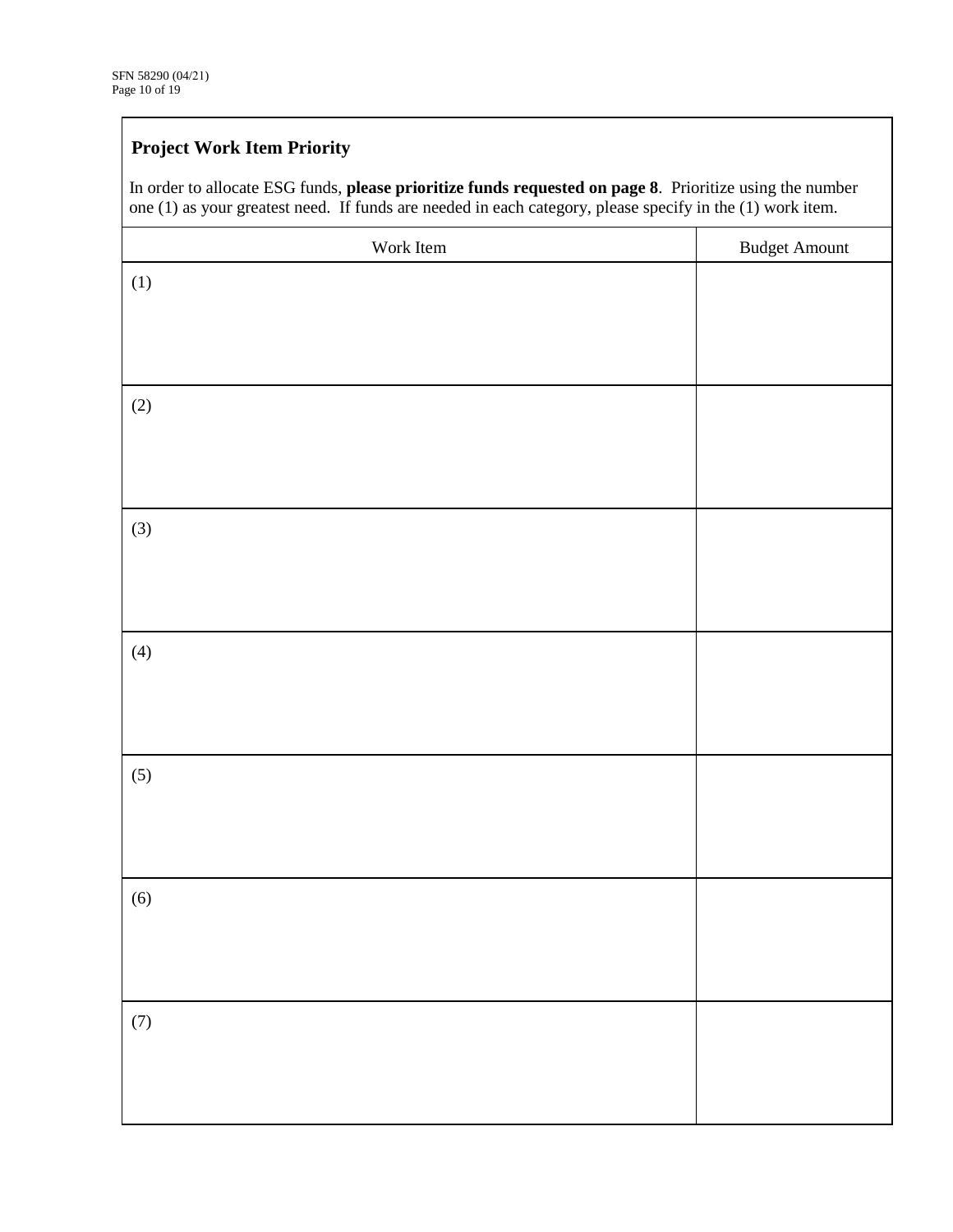## Project Work Item Priority

In order to allocate ESG funds, **please prioritize funds requested on page 8**. Prioritize using the number one (1) as your greatest need. If funds are needed in each category, please specify in the (1) work item.

| Work Item | Budget Amount |
|---|---|
| (1) | |
| (2) | |
| (3) | |
| (4) | |
| (5) | |
| (6) | |
| (7) | |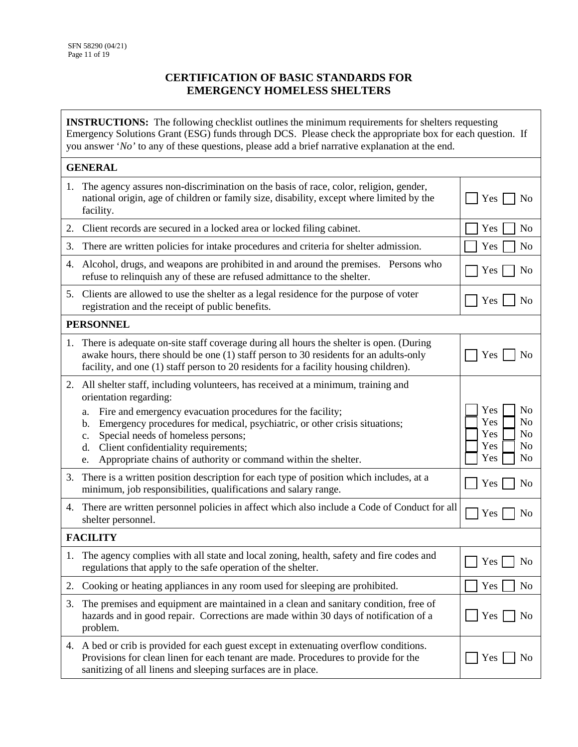# CERTIFICATION OF BASIC STANDARDS FOR EMERGENCY HOMELESS SHELTERS

**INSTRUCTIONS:** The following checklist outlines the minimum requirements for shelters requesting Emergency Solutions Grant (ESG) funds through DCS. Please check the appropriate box for each question. If you answer '*No*' to any of these questions, please add a brief narrative explanation at the end.

| **GENERAL** | |
|---|---|
| 1. The agency assures non-discrimination on the basis of race, color, religion, gender, national origin, age of children or family size, disability, except where limited by the facility. | ☐ Yes ☐ No |
| 2. Client records are secured in a locked area or locked filing cabinet. | ☐ Yes ☐ No |
| 3. There are written policies for intake procedures and criteria for shelter admission. | ☐ Yes ☐ No |
| 4. Alcohol, drugs, and weapons are prohibited in and around the premises. Persons who refuse to relinquish any of these are refused admittance to the shelter. | ☐ Yes ☐ No |
| 5. Clients are allowed to use the shelter as a legal residence for the purpose of voter registration and the receipt of public benefits. | ☐ Yes ☐ No |
| **PERSONNEL** | |
| 1. There is adequate on-site staff coverage during all hours the shelter is open. (During awake hours, there should be one (1) staff person to 30 residents for an adults-only facility, and one (1) staff person to 20 residents for a facility housing children). | ☐ Yes ☐ No |
| 2. All shelter staff, including volunteers, has received at a minimum, training and orientation regarding: | |
| a. Fire and emergency evacuation procedures for the facility; | ☐ Yes ☐ No |
| b. Emergency procedures for medical, psychiatric, or other crisis situations; | ☐ Yes ☐ No |
| c. Special needs of homeless persons; | ☐ Yes ☐ No |
| d. Client confidentiality requirements; | ☐ Yes ☐ No |
| e. Appropriate chains of authority or command within the shelter. | ☐ Yes ☐ No |
| 3. There is a written position description for each type of position which includes, at a minimum, job responsibilities, qualifications and salary range. | ☐ Yes ☐ No |
| 4. There are written personnel policies in affect which also include a Code of Conduct for all shelter personnel. | ☐ Yes ☐ No |
| **FACILITY** | |
| 1. The agency complies with all state and local zoning, health, safety and fire codes and regulations that apply to the safe operation of the shelter. | ☐ Yes ☐ No |
| 2. Cooking or heating appliances in any room used for sleeping are prohibited. | ☐ Yes ☐ No |
| 3. The premises and equipment are maintained in a clean and sanitary condition, free of hazards and in good repair. Corrections are made within 30 days of notification of a problem. | ☐ Yes ☐ No |
| 4. A bed or crib is provided for each guest except in extenuating overflow conditions. Provisions for clean linen for each tenant are made. Procedures to provide for the sanitizing of all linens and sleeping surfaces are in place. | ☐ Yes ☐ No |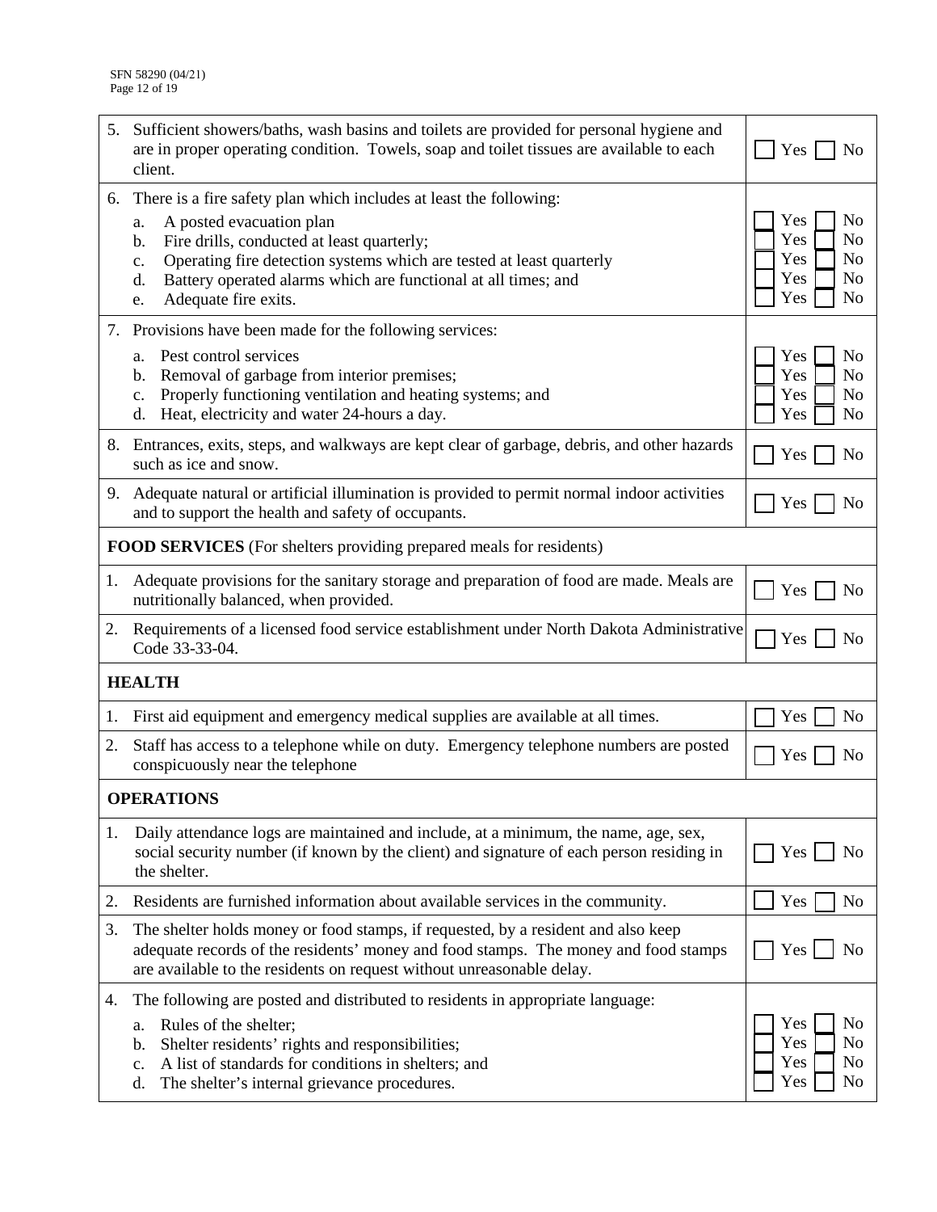| | |
|---|---|
| 5. Sufficient showers/baths, wash basins and toilets are provided for personal hygiene and are in proper operating condition. Towels, soap and toilet tissues are available to each client. | ☐ Yes ☐ No |
| 6. There is a fire safety plan which includes at least the following: | |
| a. A posted evacuation plan | ☐ Yes ☐ No |
| b. Fire drills, conducted at least quarterly; | ☐ Yes ☐ No |
| c. Operating fire detection systems which are tested at least quarterly | ☐ Yes ☐ No |
| d. Battery operated alarms which are functional at all times; and | ☐ Yes ☐ No |
| e. Adequate fire exits. | ☐ Yes ☐ No |
| 7. Provisions have been made for the following services: | |
| a. Pest control services | ☐ Yes ☐ No |
| b. Removal of garbage from interior premises; | ☐ Yes ☐ No |
| c. Properly functioning ventilation and heating systems; and | ☐ Yes ☐ No |
| d. Heat, electricity and water 24-hours a day. | ☐ Yes ☐ No |
| 8. Entrances, exits, steps, and walkways are kept clear of garbage, debris, and other hazards such as ice and snow. | ☐ Yes ☐ No |
| 9. Adequate natural or artificial illumination is provided to permit normal indoor activities and to support the health and safety of occupants. | ☐ Yes ☐ No |
| **FOOD SERVICES** (For shelters providing prepared meals for residents) | |
| 1. Adequate provisions for the sanitary storage and preparation of food are made. Meals are nutritionally balanced, when provided. | ☐ Yes ☐ No |
| 2. Requirements of a licensed food service establishment under North Dakota Administrative Code 33-33-04. | ☐ Yes ☐ No |
| **HEALTH** | |
| 1. First aid equipment and emergency medical supplies are available at all times. | ☐ Yes ☐ No |
| 2. Staff has access to a telephone while on duty. Emergency telephone numbers are posted conspicuously near the telephone | ☐ Yes ☐ No |
| **OPERATIONS** | |
| 1. Daily attendance logs are maintained and include, at a minimum, the name, age, sex, social security number (if known by the client) and signature of each person residing in the shelter. | ☐ Yes ☐ No |
| 2. Residents are furnished information about available services in the community. | ☐ Yes ☐ No |
| 3. The shelter holds money or food stamps, if requested, by a resident and also keep adequate records of the residents' money and food stamps. The money and food stamps are available to the residents on request without unreasonable delay. | ☐ Yes ☐ No |
| 4. The following are posted and distributed to residents in appropriate language: | |
| a. Rules of the shelter; | ☐ Yes ☐ No |
| b. Shelter residents' rights and responsibilities; | ☐ Yes ☐ No |
| c. A list of standards for conditions in shelters; and | ☐ Yes ☐ No |
| d. The shelter's internal grievance procedures. | ☐ Yes ☐ No |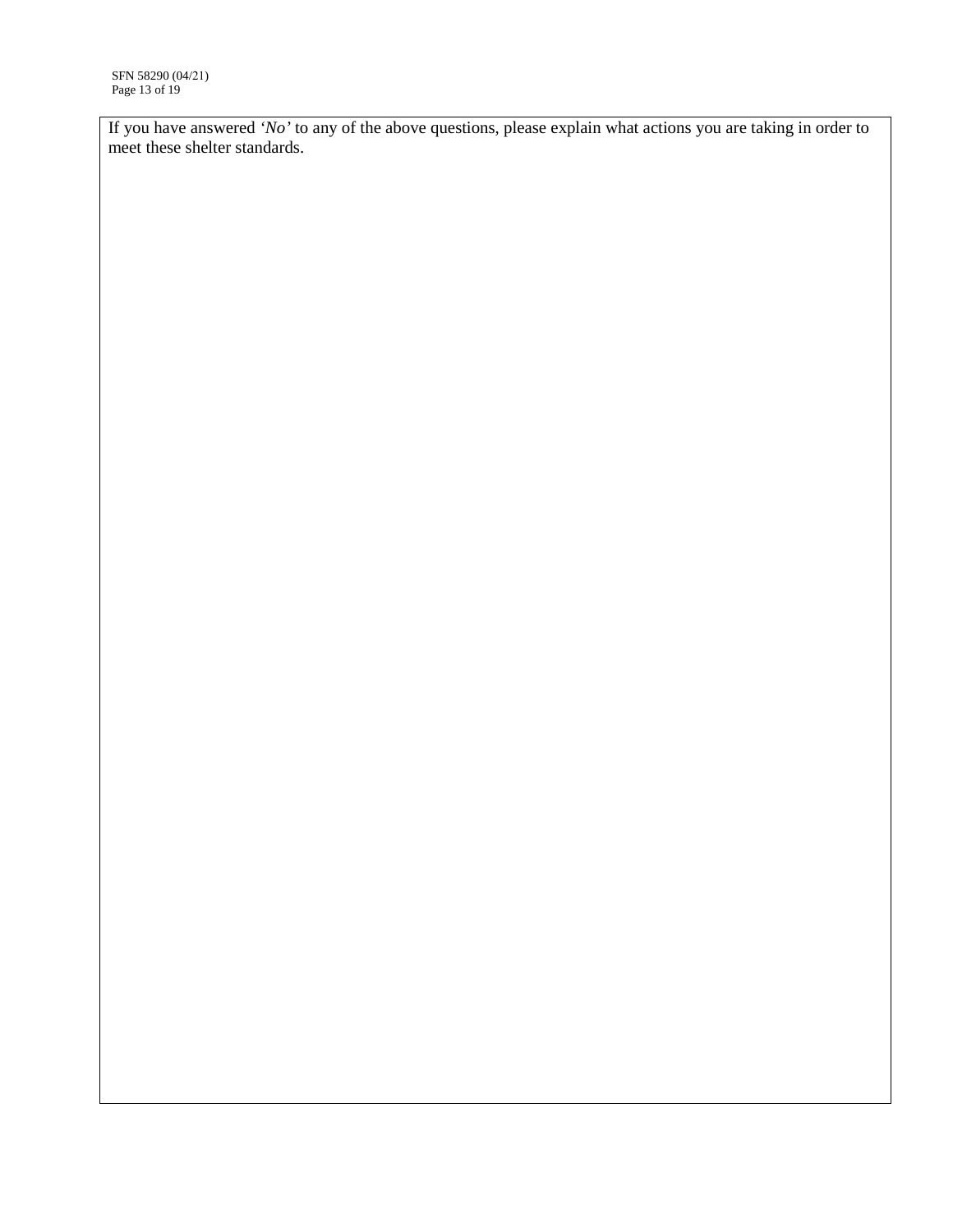If you have answered *'No'* to any of the above questions, please explain what actions you are taking in order to meet these shelter standards.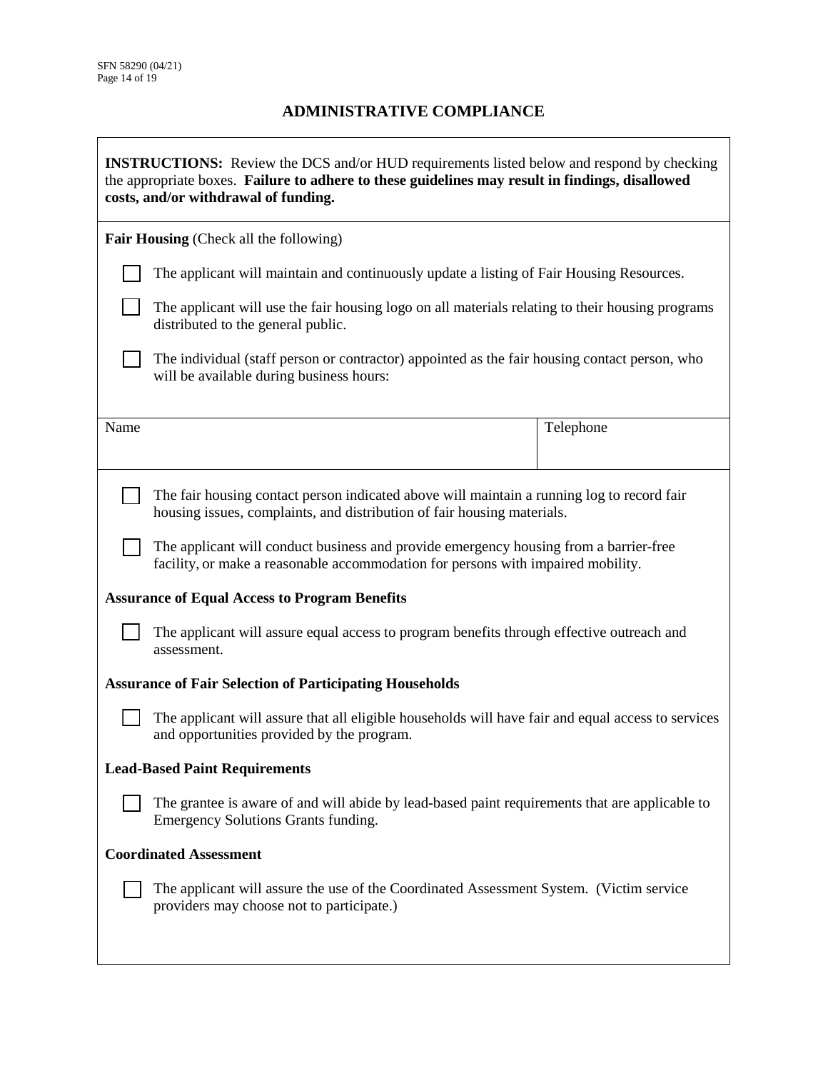## ADMINISTRATIVE COMPLIANCE

**INSTRUCTIONS:** Review the DCS and/or HUD requirements listed below and respond by checking the appropriate boxes. **Failure to adhere to these guidelines may result in findings, disallowed costs, and/or withdrawal of funding.**

**Fair Housing** (Check all the following)

- ☐ The applicant will maintain and continuously update a listing of Fair Housing Resources.
- ☐ The applicant will use the fair housing logo on all materials relating to their housing programs distributed to the general public.
- ☐ The individual (staff person or contractor) appointed as the fair housing contact person, who will be available during business hours:

| Name | Telephone |
|---|---|
| | |

- ☐ The fair housing contact person indicated above will maintain a running log to record fair housing issues, complaints, and distribution of fair housing materials.
- ☐ The applicant will conduct business and provide emergency housing from a barrier-free facility, or make a reasonable accommodation for persons with impaired mobility.

**Assurance of Equal Access to Program Benefits**

- ☐ The applicant will assure equal access to program benefits through effective outreach and assessment.

**Assurance of Fair Selection of Participating Households**

- ☐ The applicant will assure that all eligible households will have fair and equal access to services and opportunities provided by the program.

**Lead-Based Paint Requirements**

- ☐ The grantee is aware of and will abide by lead-based paint requirements that are applicable to Emergency Solutions Grants funding.

**Coordinated Assessment**

- ☐ The applicant will assure the use of the Coordinated Assessment System. (Victim service providers may choose not to participate.)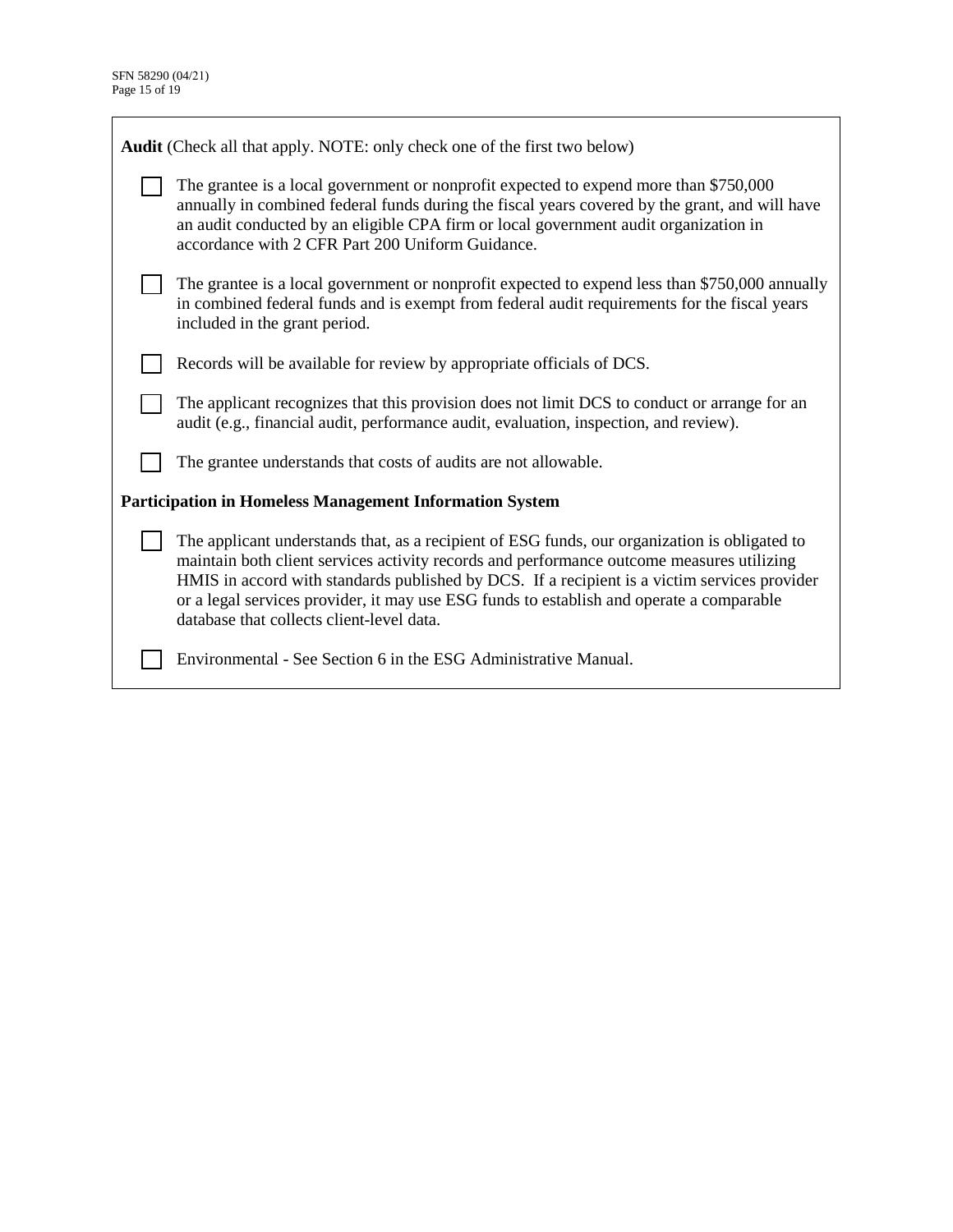**Audit** (Check all that apply. NOTE: only check one of the first two below)

- ☐ The grantee is a local government or nonprofit expected to expend more than $750,000 annually in combined federal funds during the fiscal years covered by the grant, and will have an audit conducted by an eligible CPA firm or local government audit organization in accordance with 2 CFR Part 200 Uniform Guidance.
- ☐ The grantee is a local government or nonprofit expected to expend less than $750,000 annually in combined federal funds and is exempt from federal audit requirements for the fiscal years included in the grant period.
- ☐ Records will be available for review by appropriate officials of DCS.
- ☐ The applicant recognizes that this provision does not limit DCS to conduct or arrange for an audit (e.g., financial audit, performance audit, evaluation, inspection, and review).
- ☐ The grantee understands that costs of audits are not allowable.

**Participation in Homeless Management Information System**

- ☐ The applicant understands that, as a recipient of ESG funds, our organization is obligated to maintain both client services activity records and performance outcome measures utilizing HMIS in accord with standards published by DCS. If a recipient is a victim services provider or a legal services provider, it may use ESG funds to establish and operate a comparable database that collects client-level data.
- ☐ Environmental - See Section 6 in the ESG Administrative Manual.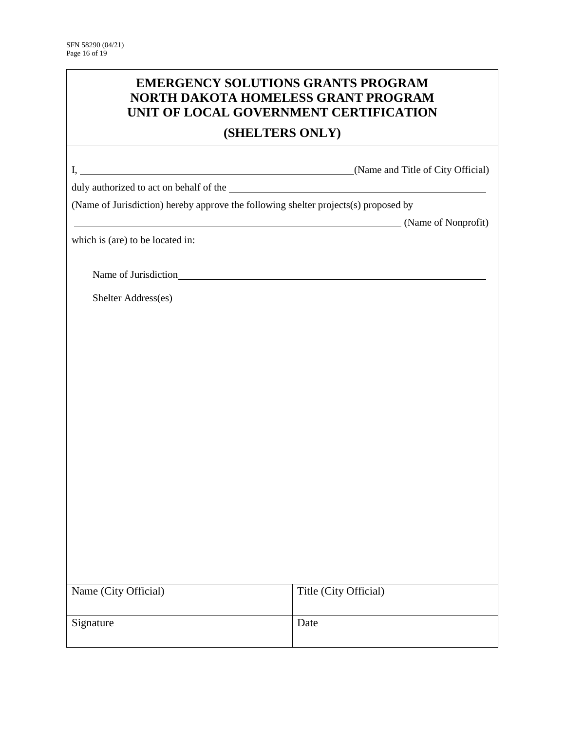# EMERGENCY SOLUTIONS GRANTS PROGRAM
# NORTH DAKOTA HOMELESS GRANT PROGRAM
# UNIT OF LOCAL GOVERNMENT CERTIFICATION

## (SHELTERS ONLY)

I, ______________________________ (Name and Title of City Official)

duly authorized to act on behalf of the ______________________________

(Name of Jurisdiction) hereby approve the following shelter projects(s) proposed by

______________________________ (Name of Nonprofit)

which is (are) to be located in:

Name of Jurisdiction______________________________

Shelter Address(es)

| Name (City Official) | Title (City Official) |
|---|---|
| Signature | Date |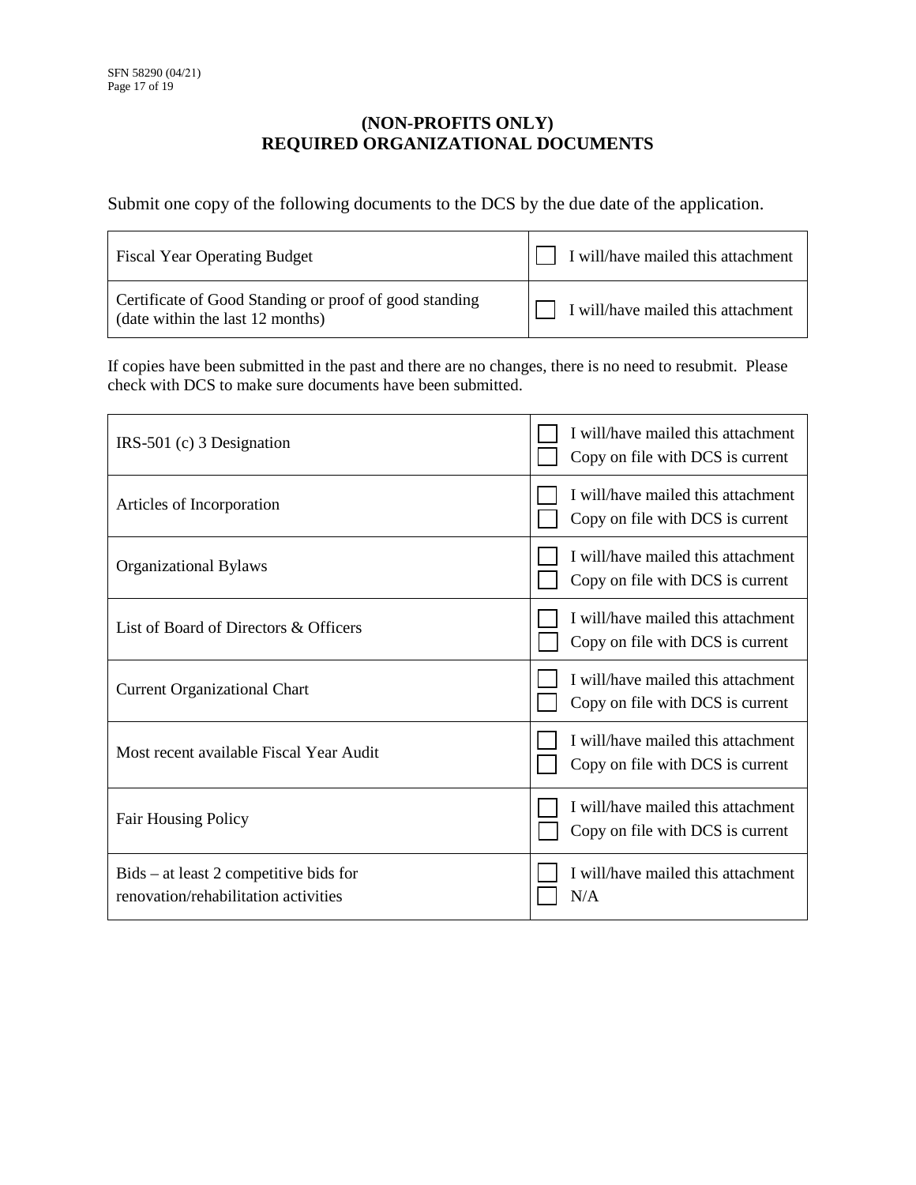## (NON-PROFITS ONLY)
## REQUIRED ORGANIZATIONAL DOCUMENTS

Submit one copy of the following documents to the DCS by the due date of the application.

| | |
|---|---|
| Fiscal Year Operating Budget | ☐ I will/have mailed this attachment |
| Certificate of Good Standing or proof of good standing (date within the last 12 months) | ☐ I will/have mailed this attachment |

If copies have been submitted in the past and there are no changes, there is no need to resubmit. Please check with DCS to make sure documents have been submitted.

| | |
|---|---|
| IRS-501 (c) 3 Designation | ☐ I will/have mailed this attachment<br>☐ Copy on file with DCS is current |
| Articles of Incorporation | ☐ I will/have mailed this attachment<br>☐ Copy on file with DCS is current |
| Organizational Bylaws | ☐ I will/have mailed this attachment<br>☐ Copy on file with DCS is current |
| List of Board of Directors & Officers | ☐ I will/have mailed this attachment<br>☐ Copy on file with DCS is current |
| Current Organizational Chart | ☐ I will/have mailed this attachment<br>☐ Copy on file with DCS is current |
| Most recent available Fiscal Year Audit | ☐ I will/have mailed this attachment<br>☐ Copy on file with DCS is current |
| Fair Housing Policy | ☐ I will/have mailed this attachment<br>☐ Copy on file with DCS is current |
| Bids – at least 2 competitive bids for renovation/rehabilitation activities | ☐ I will/have mailed this attachment<br>☐ N/A |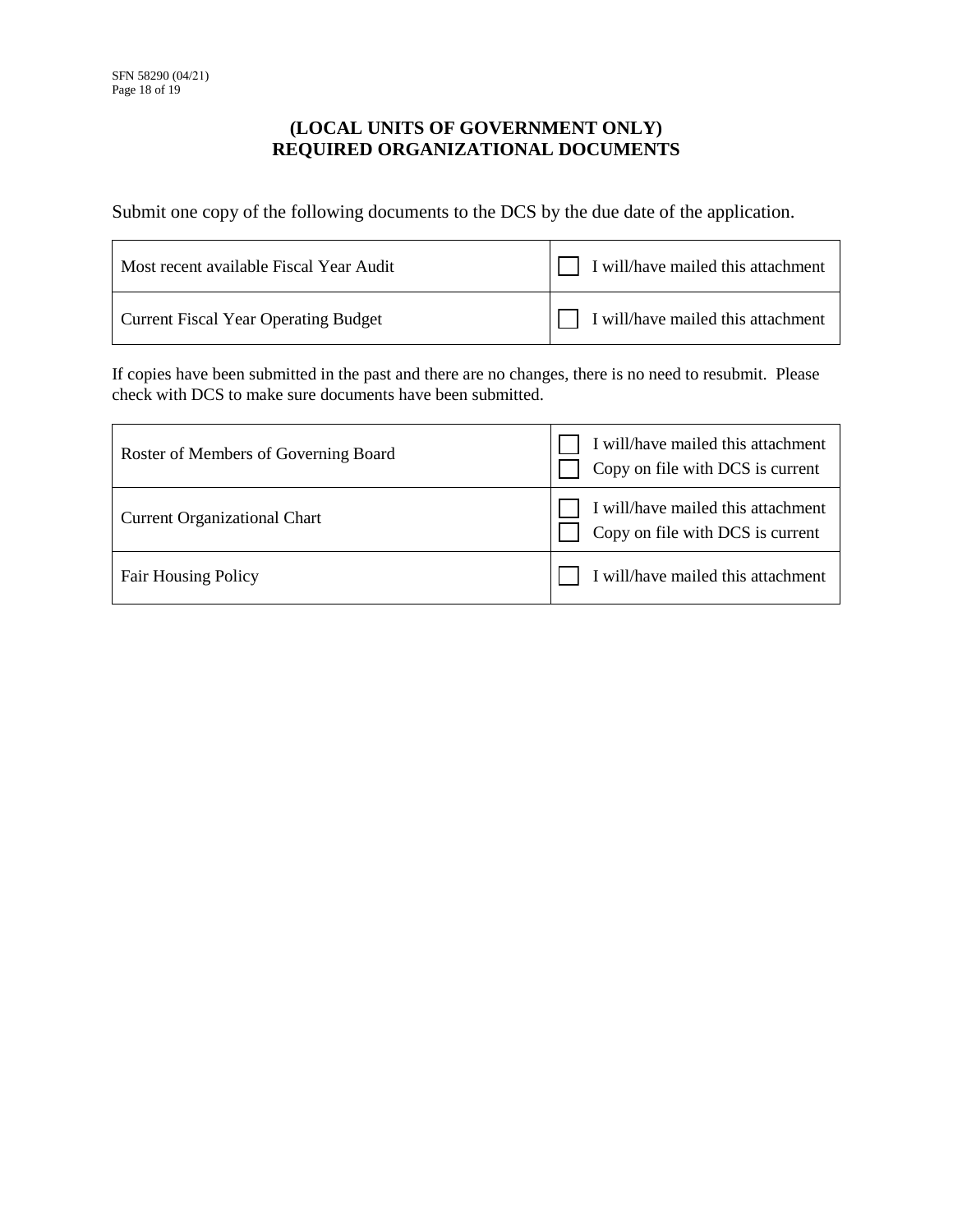## (LOCAL UNITS OF GOVERNMENT ONLY)
## REQUIRED ORGANIZATIONAL DOCUMENTS

Submit one copy of the following documents to the DCS by the due date of the application.

| | |
|---|---|
| Most recent available Fiscal Year Audit | ☐ I will/have mailed this attachment |
| Current Fiscal Year Operating Budget | ☐ I will/have mailed this attachment |

If copies have been submitted in the past and there are no changes, there is no need to resubmit. Please check with DCS to make sure documents have been submitted.

| | |
|---|---|
| Roster of Members of Governing Board | ☐ I will/have mailed this attachment<br>☐ Copy on file with DCS is current |
| Current Organizational Chart | ☐ I will/have mailed this attachment<br>☐ Copy on file with DCS is current |
| Fair Housing Policy | ☐ I will/have mailed this attachment |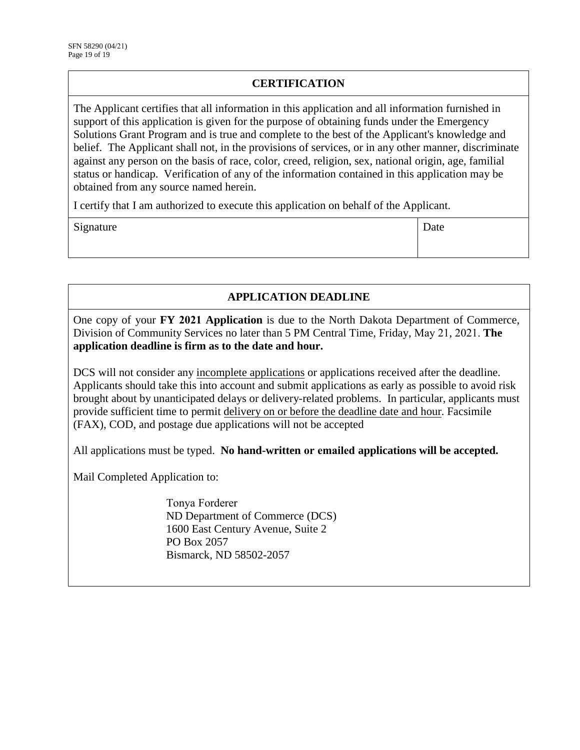## CERTIFICATION

The Applicant certifies that all information in this application and all information furnished in support of this application is given for the purpose of obtaining funds under the Emergency Solutions Grant Program and is true and complete to the best of the Applicant's knowledge and belief. The Applicant shall not, in the provisions of services, or in any other manner, discriminate against any person on the basis of race, color, creed, religion, sex, national origin, age, familial status or handicap. Verification of any of the information contained in this application may be obtained from any source named herein.

I certify that I am authorized to execute this application on behalf of the Applicant.

| Signature | Date |
|---|---|
| | |

## APPLICATION DEADLINE

One copy of your **FY 2021 Application** is due to the North Dakota Department of Commerce, Division of Community Services no later than 5 PM Central Time, Friday, May 21, 2021. **The application deadline is firm as to the date and hour.**

DCS will not consider any incomplete applications or applications received after the deadline. Applicants should take this into account and submit applications as early as possible to avoid risk brought about by unanticipated delays or delivery-related problems. In particular, applicants must provide sufficient time to permit delivery on or before the deadline date and hour. Facsimile (FAX), COD, and postage due applications will not be accepted

All applications must be typed. **No hand-written or emailed applications will be accepted.**

Mail Completed Application to:

Tonya Forderer
ND Department of Commerce (DCS)
1600 East Century Avenue, Suite 2
PO Box 2057
Bismarck, ND 58502-2057